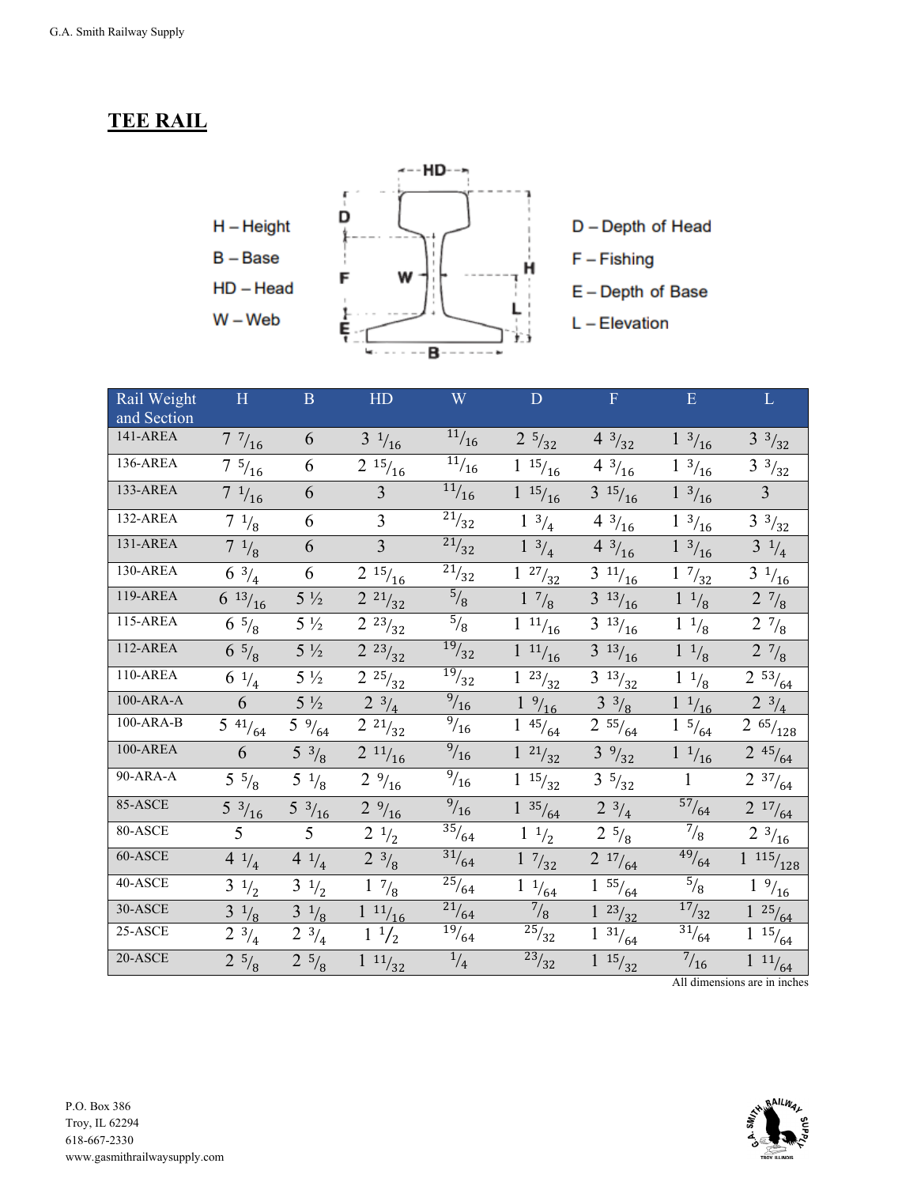## TEE RAIL

H – Height
B – Base
HD – Head
W – Web

D – Depth of Head
F – Fishing
E – Depth of Base
L – Elevation

| Rail Weight and Section | H | B | HD | W | D | F | E | L |
|---|---|---|---|---|---|---|---|---|
| 141-AREA | 7 7/16 | 6 | 3 1/16 | 11/16 | 2 5/32 | 4 3/32 | 1 3/16 | 3 3/32 |
| 136-AREA | 7 5/16 | 6 | 2 15/16 | 11/16 | 1 15/16 | 4 3/16 | 1 3/16 | 3 3/32 |
| 133-AREA | 7 1/16 | 6 | 3 | 11/16 | 1 15/16 | 3 15/16 | 1 3/16 | 3 |
| 132-AREA | 7 1/8 | 6 | 3 | 21/32 | 1 3/4 | 4 3/16 | 1 3/16 | 3 3/32 |
| 131-AREA | 7 1/8 | 6 | 3 | 21/32 | 1 3/4 | 4 3/16 | 1 3/16 | 3 1/4 |
| 130-AREA | 6 3/4 | 6 | 2 15/16 | 21/32 | 1 27/32 | 3 11/16 | 1 7/32 | 3 1/16 |
| 119-AREA | 6 13/16 | 5 ½ | 2 21/32 | 5/8 | 1 7/8 | 3 13/16 | 1 1/8 | 2 7/8 |
| 115-AREA | 6 5/8 | 5 ½ | 2 23/32 | 5/8 | 1 11/16 | 3 13/16 | 1 1/8 | 2 7/8 |
| 112-AREA | 6 5/8 | 5 ½ | 2 23/32 | 19/32 | 1 11/16 | 3 13/16 | 1 1/8 | 2 7/8 |
| 110-AREA | 6 1/4 | 5 ½ | 2 25/32 | 19/32 | 1 23/32 | 3 13/32 | 1 1/8 | 2 53/64 |
| 100-ARA-A | 6 | 5 ½ | 2 3/4 | 9/16 | 1 9/16 | 3 3/8 | 1 1/16 | 2 3/4 |
| 100-ARA-B | 5 41/64 | 5 9/64 | 2 21/32 | 9/16 | 1 45/64 | 2 55/64 | 1 5/64 | 2 65/128 |
| 100-AREA | 6 | 5 3/8 | 2 11/16 | 9/16 | 1 21/32 | 3 9/32 | 1 1/16 | 2 45/64 |
| 90-ARA-A | 5 5/8 | 5 1/8 | 2 9/16 | 9/16 | 1 15/32 | 3 5/32 | 1 | 2 37/64 |
| 85-ASCE | 5 3/16 | 5 3/16 | 2 9/16 | 9/16 | 1 35/64 | 2 3/4 | 57/64 | 2 17/64 |
| 80-ASCE | 5 | 5 | 2 1/2 | 35/64 | 1 1/2 | 2 5/8 | 7/8 | 2 3/16 |
| 60-ASCE | 4 1/4 | 4 1/4 | 2 3/8 | 31/64 | 1 7/32 | 2 17/64 | 49/64 | 1 115/128 |
| 40-ASCE | 3 1/2 | 3 1/2 | 1 7/8 | 25/64 | 1 1/64 | 1 55/64 | 5/8 | 1 9/16 |
| 30-ASCE | 3 1/8 | 3 1/8 | 1 11/16 | 21/64 | 7/8 | 1 23/32 | 17/32 | 1 25/64 |
| 25-ASCE | 2 3/4 | 2 3/4 | 1 1/2 | 19/64 | 25/32 | 1 31/64 | 31/64 | 1 15/64 |
| 20-ASCE | 2 5/8 | 2 5/8 | 1 11/32 | 1/4 | 23/32 | 1 15/32 | 7/16 | 1 11/64 |

All dimensions are in inches

P.O. Box 386
Troy, IL 62294
618-667-2330
www.gasmithrailwaysupply.com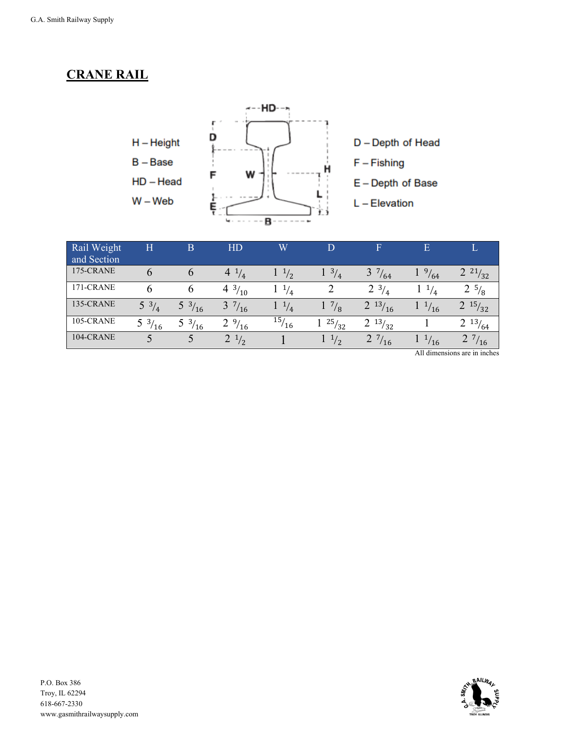## CRANE RAIL

H – Height
B – Base
HD – Head
W – Web

D – Depth of Head
F – Fishing
E – Depth of Base
L – Elevation

| Rail Weight and Section | H | B | HD | W | D | F | E | L |
|---|---|---|---|---|---|---|---|---|
| 175-CRANE | 6 | 6 | 4 1/4 | 1 1/2 | 1 3/4 | 3 7/64 | 1 9/64 | 2 21/32 |
| 171-CRANE | 6 | 6 | 4 3/10 | 1 1/4 | 2 | 2 3/4 | 1 1/4 | 2 5/8 |
| 135-CRANE | 5 3/4 | 5 3/16 | 3 7/16 | 1 1/4 | 1 7/8 | 2 13/16 | 1 1/16 | 2 15/32 |
| 105-CRANE | 5 3/16 | 5 3/16 | 2 9/16 | 15/16 | 1 25/32 | 2 13/32 | 1 | 2 13/64 |
| 104-CRANE | 5 | 5 | 2 1/2 | 1 | 1 1/2 | 2 7/16 | 1 1/16 | 2 7/16 |

All dimensions are in inches

P.O. Box 386
Troy, IL 62294
618-667-2330
www.gasmithrailwaysupply.com